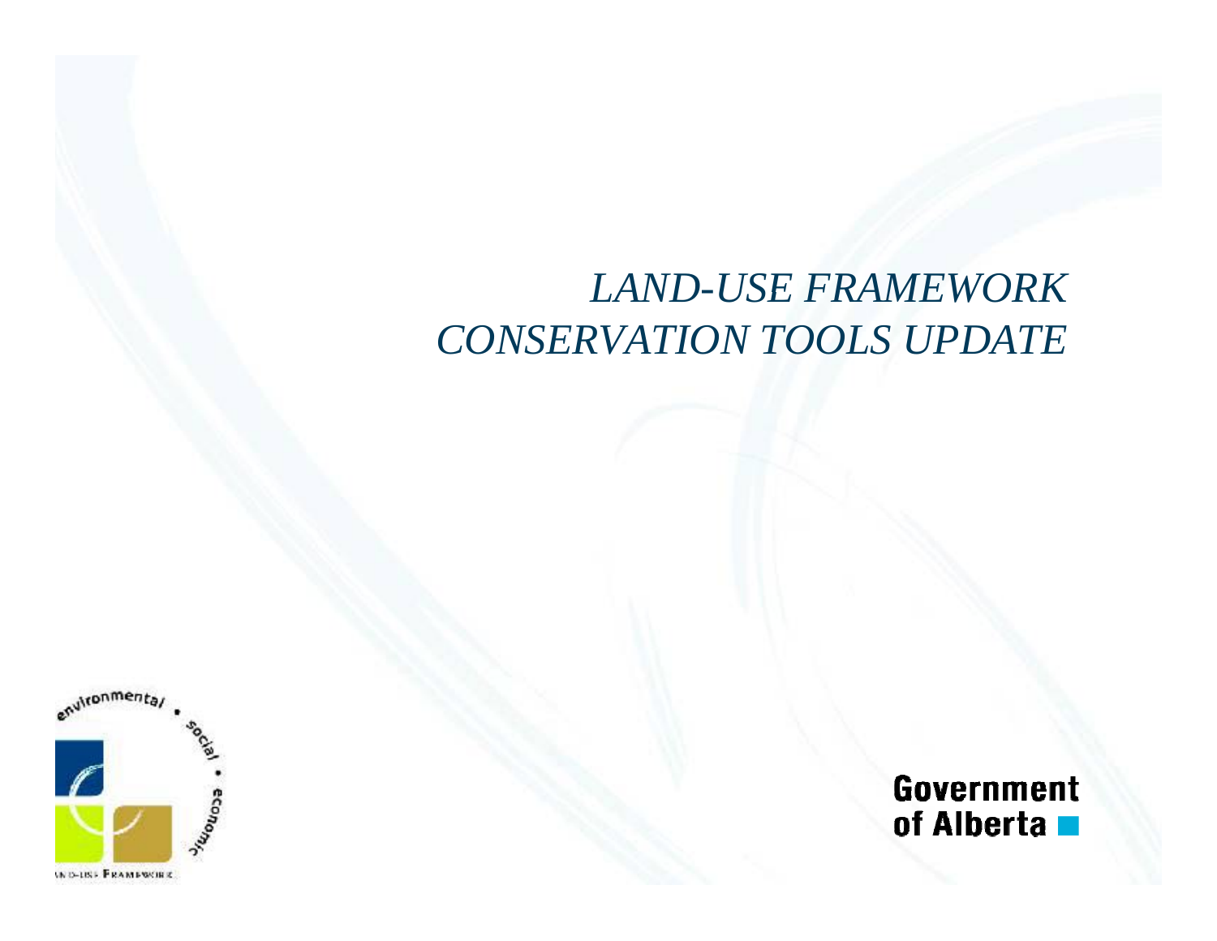# *LAND-USE FRAMEWORK CONSERVATION TOOLS UPDATE*

environmental • social • economic

LAND-USE FRAMEWORK

Government of Alberta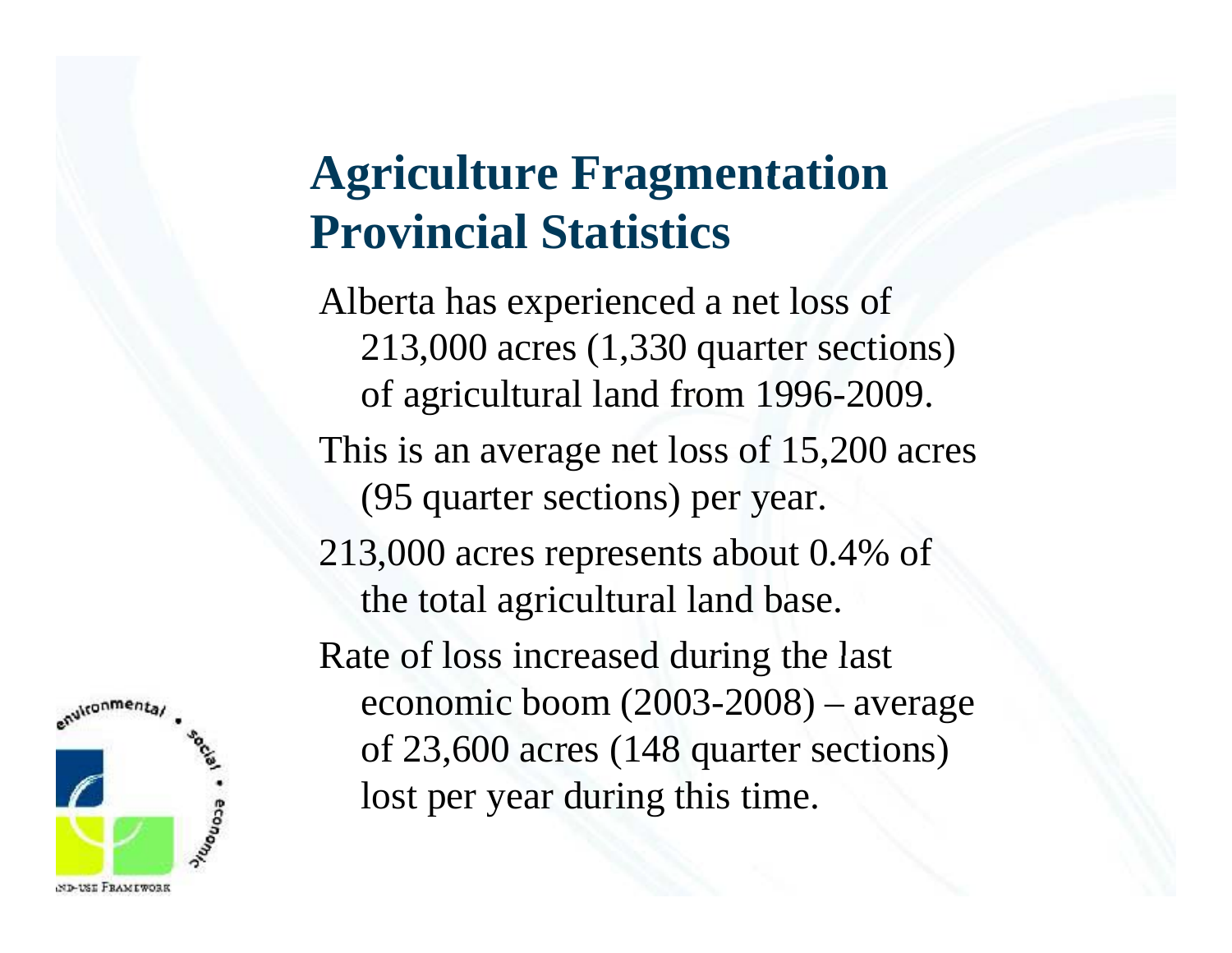# Agriculture Fragmentation Provincial Statistics

Alberta has experienced a net loss of 213,000 acres (1,330 quarter sections) of agricultural land from 1996-2009.

This is an average net loss of 15,200 acres (95 quarter sections) per year.

213,000 acres represents about 0.4% of the total agricultural land base.

Rate of loss increased during the last economic boom (2003-2008) – average of 23,600 acres (148 quarter sections) lost per year during this time.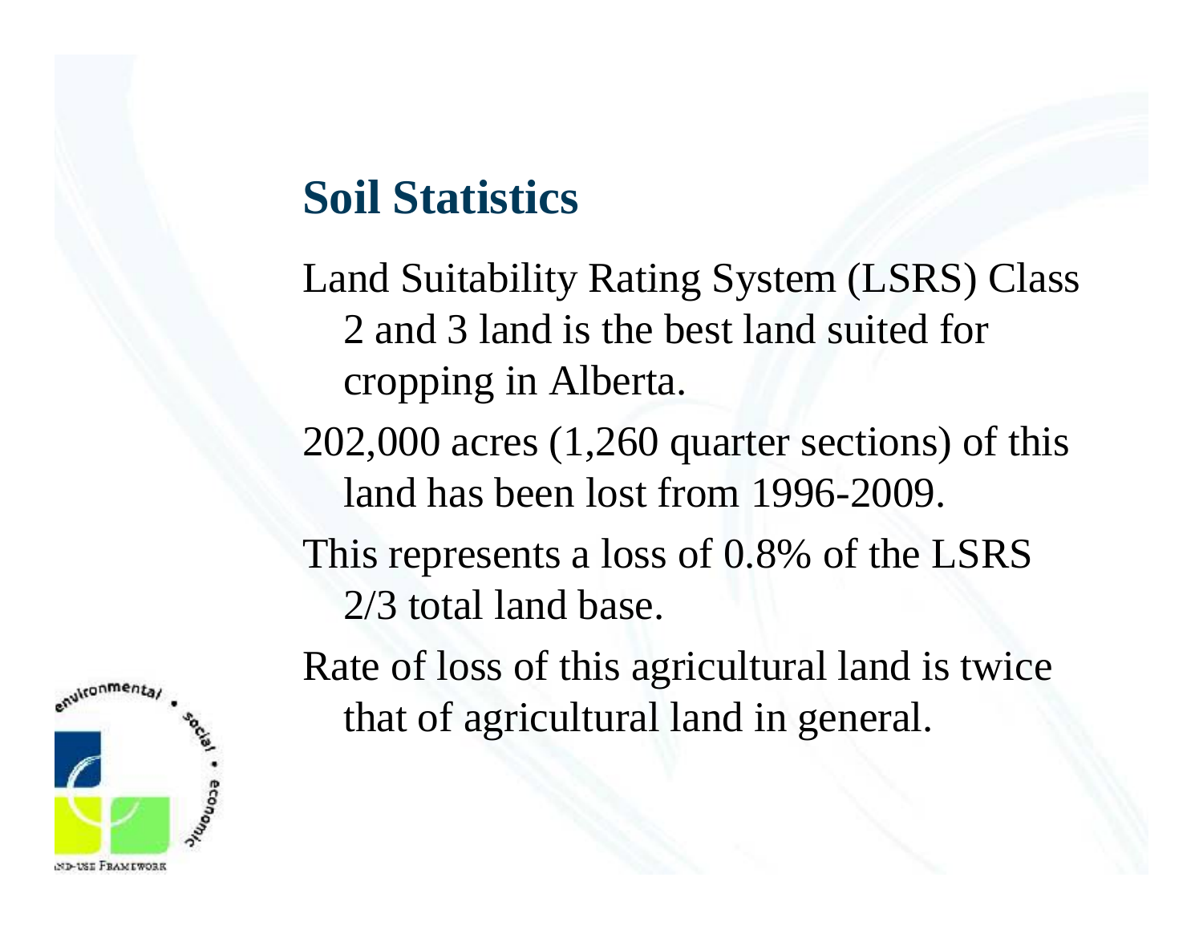## Soil Statistics

Land Suitability Rating System (LSRS) Class 2 and 3 land is the best land suited for cropping in Alberta.

202,000 acres (1,260 quarter sections) of this land has been lost from 1996-2009.

This represents a loss of 0.8% of the LSRS 2/3 total land base.

Rate of loss of this agricultural land is twice that of agricultural land in general.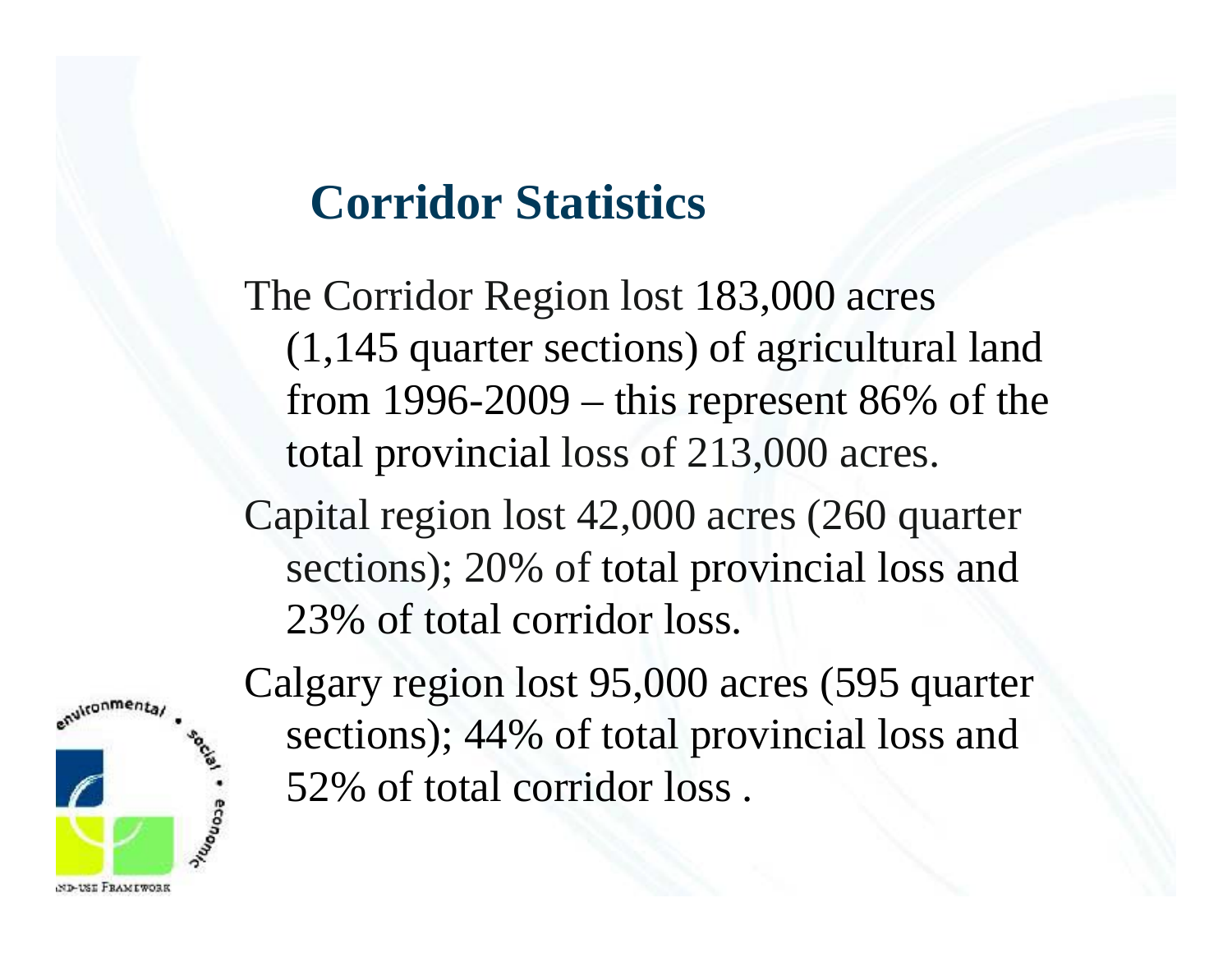## Corridor Statistics

The Corridor Region lost 183,000 acres (1,145 quarter sections) of agricultural land from 1996-2009 – this represent 86% of the total provincial loss of 213,000 acres.

Capital region lost 42,000 acres (260 quarter sections); 20% of total provincial loss and 23% of total corridor loss.

Calgary region lost 95,000 acres (595 quarter sections); 44% of total provincial loss and 52% of total corridor loss .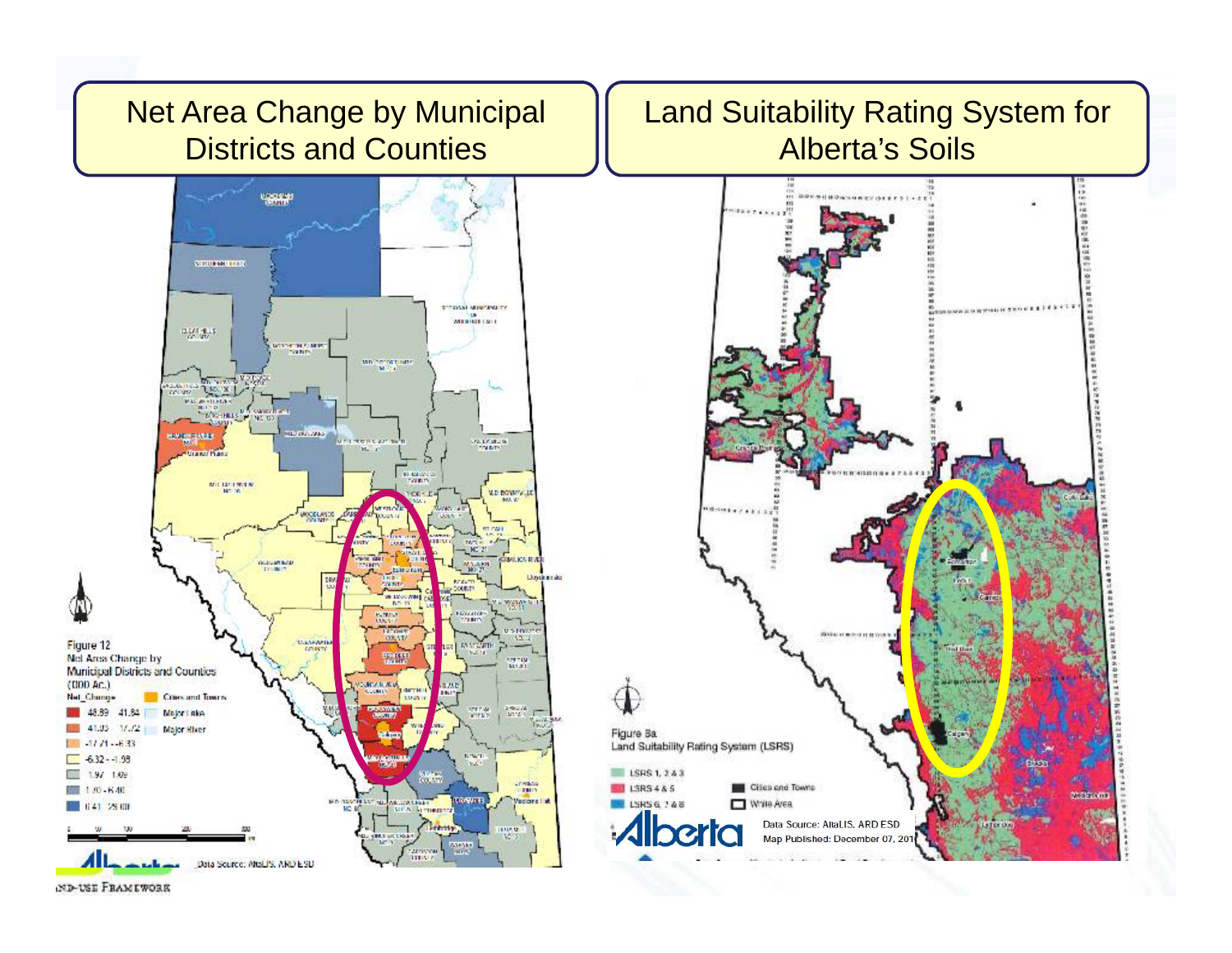## Net Area Change by Municipal Districts and Counties

Figure 12
Net Area Change by Municipal Districts and Counties (000 Ac.)

Net_Change
- 48.89 - 41.84
- 41.83 - 17.72
- 17.71 - 6.33
- 6.32 - 1.98
- 1.97 - 1.09
- 1.08 - 8.40
- 8.41 - 29.00

Cities and Towns
Major Lake
Major River

Data Source: AltaLIS, ARD ESD

## Land Suitability Rating System for Alberta's Soils

Figure 8a
Land Suitability Rating System (LSRS)

- LSRS 1, 2 & 3
- LSRS 4 & 5
- LSRS 6, 7 & 8
- Cities and Towns
- White Area

Data Source: AltaLIS, ARD ESD
Map Published: December 07, 201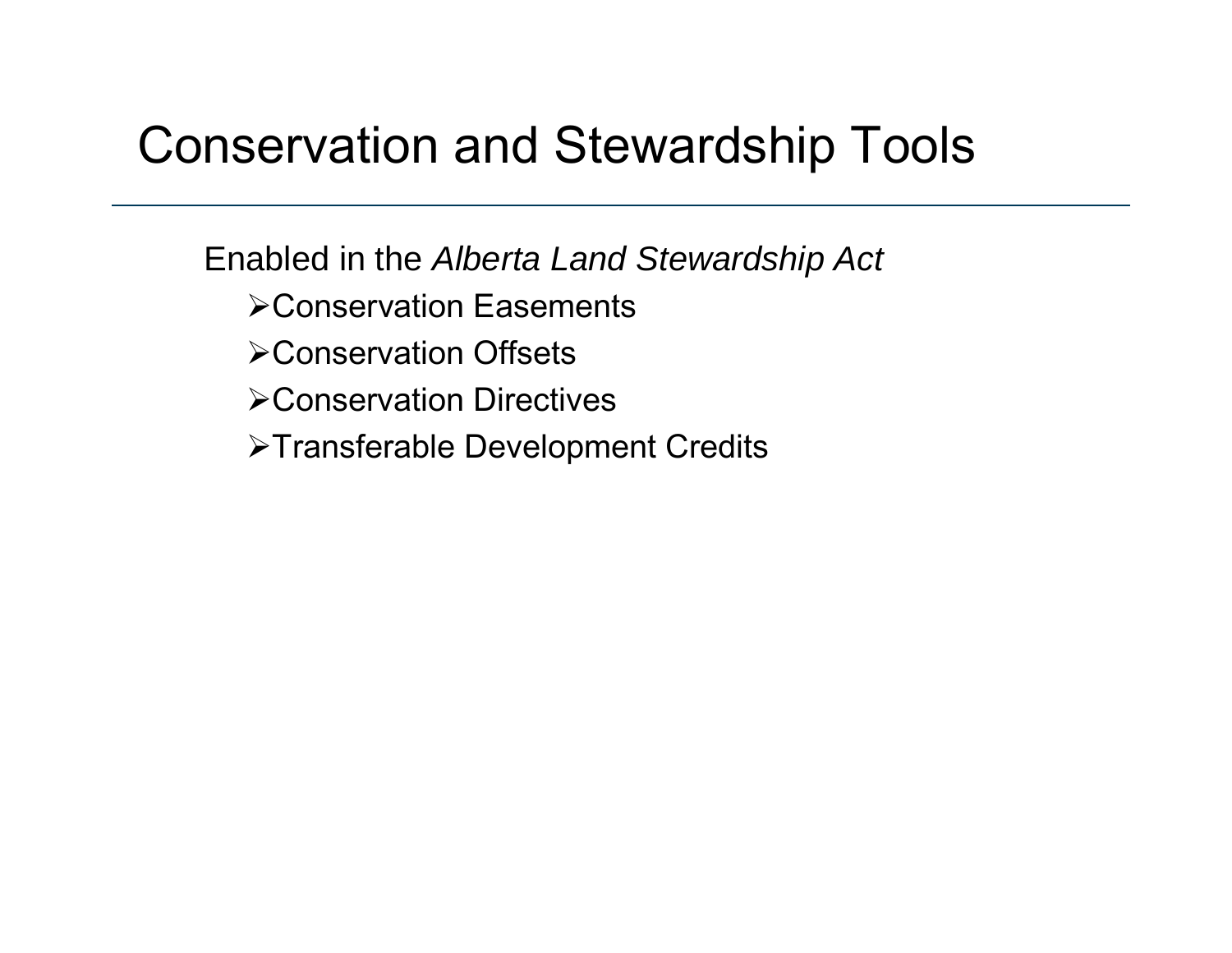# Conservation and Stewardship Tools

Enabled in the *Alberta Land Stewardship Act*

- Conservation Easements
- Conservation Offsets
- Conservation Directives
- Transferable Development Credits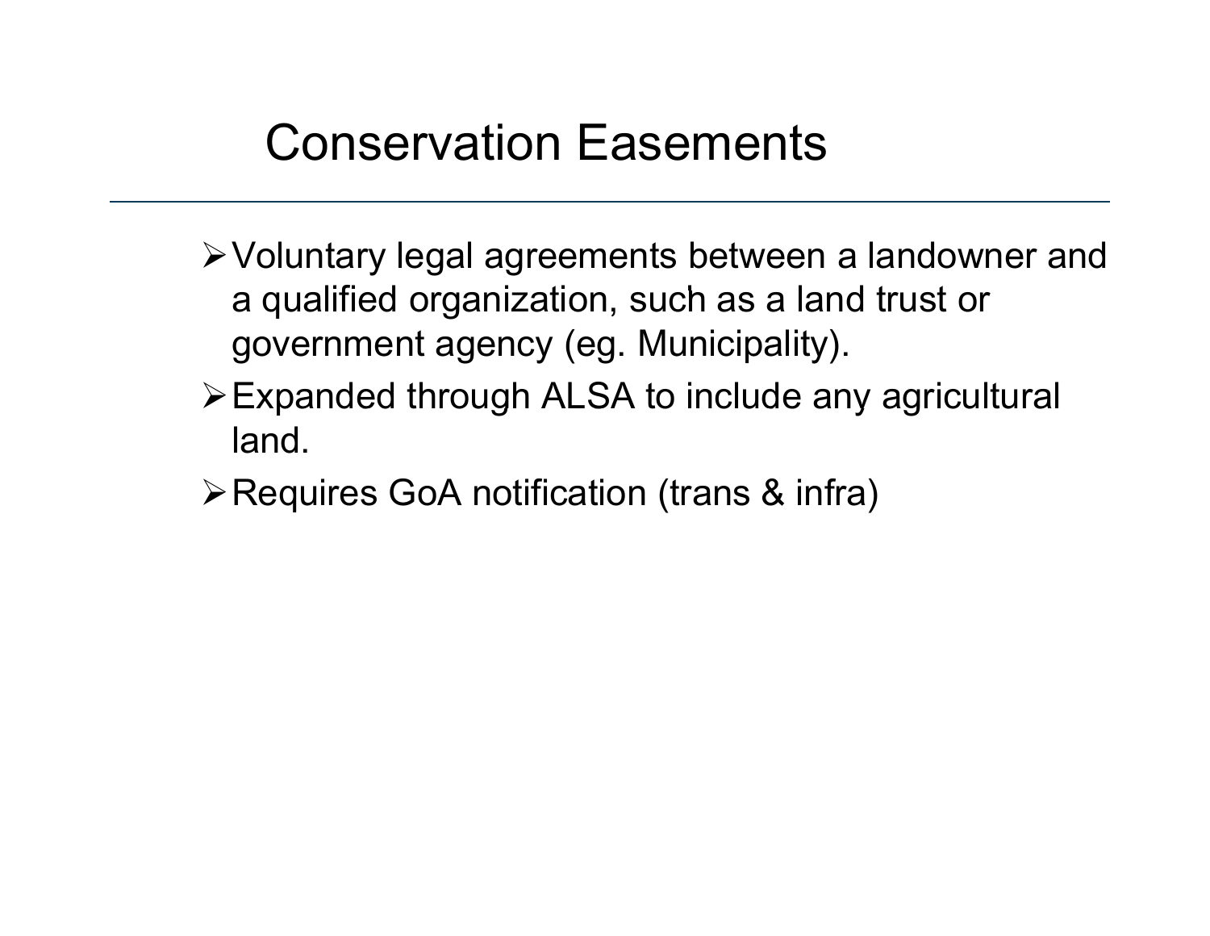# Conservation Easements

- Voluntary legal agreements between a landowner and a qualified organization, such as a land trust or government agency (eg. Municipality).
- Expanded through ALSA to include any agricultural land.
- Requires GoA notification (trans & infra)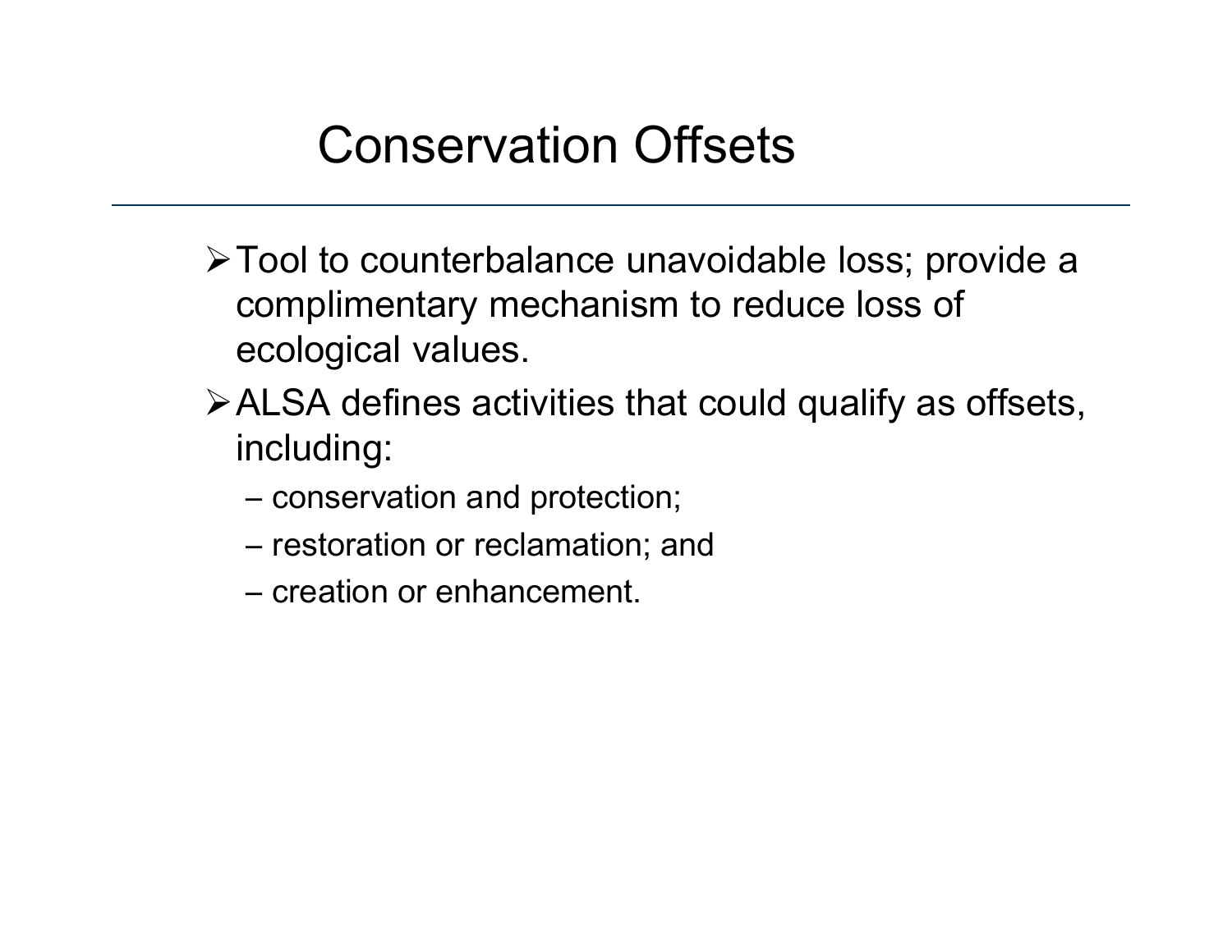# Conservation Offsets

- Tool to counterbalance unavoidable loss; provide a complimentary mechanism to reduce loss of ecological values.
- ALSA defines activities that could qualify as offsets, including:
  - conservation and protection;
  - restoration or reclamation; and
  - creation or enhancement.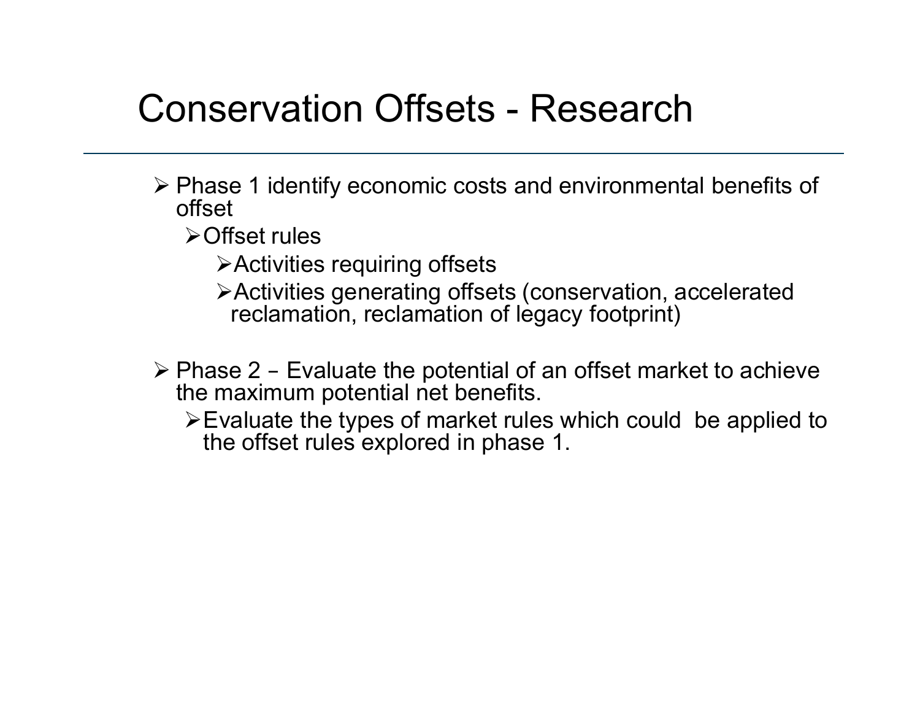# Conservation Offsets - Research

- Phase 1 identify economic costs and environmental benefits of offset
  - Offset rules
    - Activities requiring offsets
    - Activities generating offsets (conservation, accelerated reclamation, reclamation of legacy footprint)
- Phase 2 – Evaluate the potential of an offset market to achieve the maximum potential net benefits.
  - Evaluate the types of market rules which could be applied to the offset rules explored in phase 1.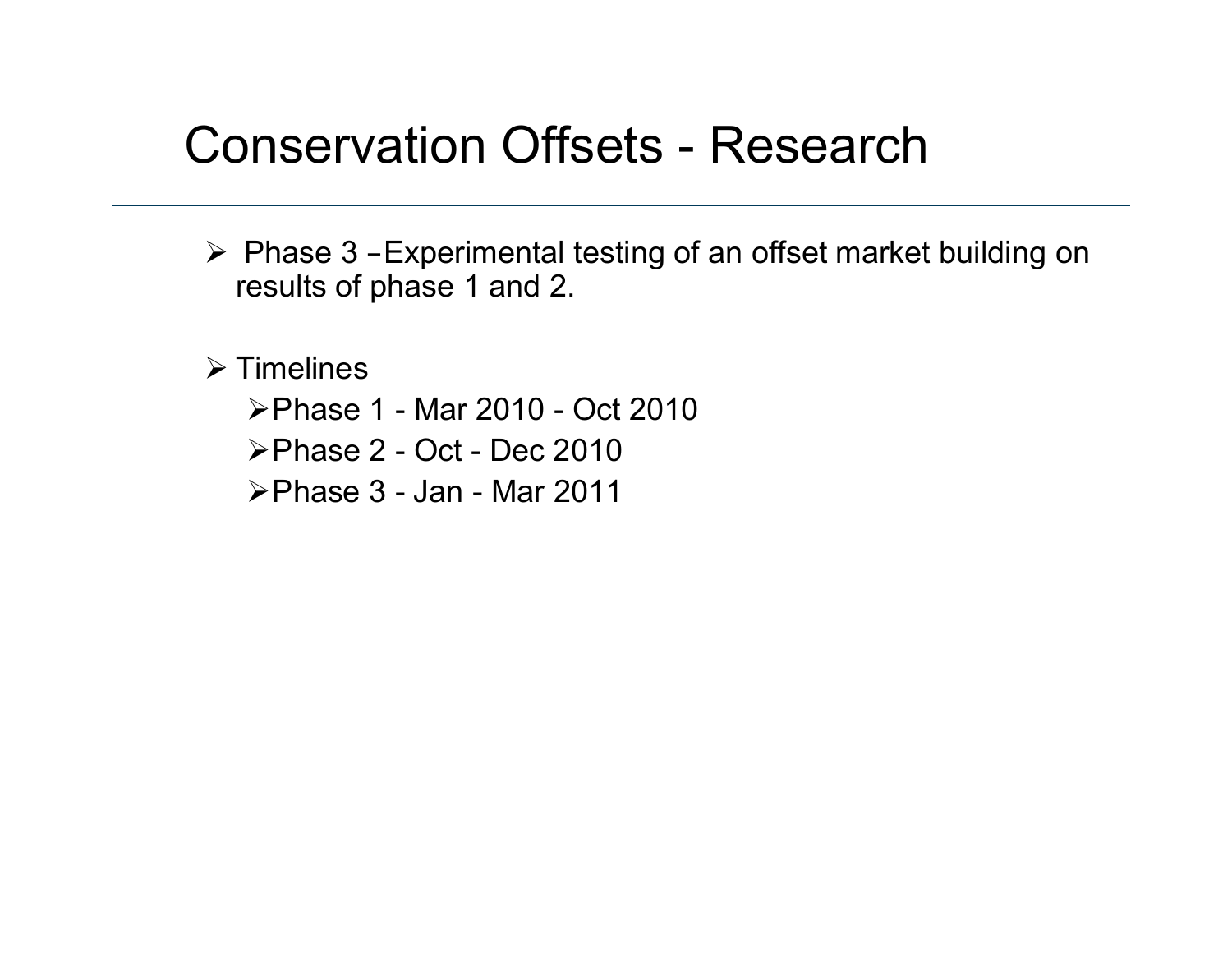# Conservation Offsets - Research

- Phase 3 – Experimental testing of an offset market building on results of phase 1 and 2.
- Timelines
  - Phase 1 - Mar 2010 - Oct 2010
  - Phase 2 - Oct - Dec 2010
  - Phase 3 - Jan - Mar 2011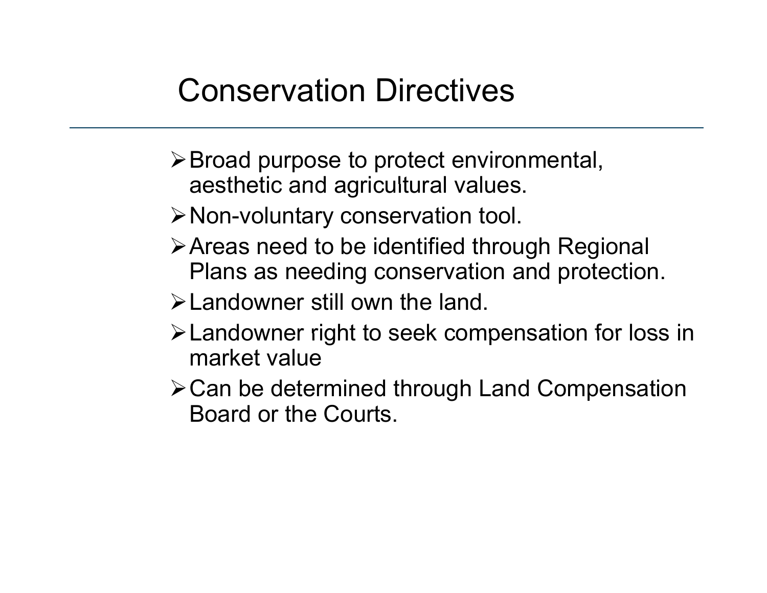# Conservation Directives

- Broad purpose to protect environmental, aesthetic and agricultural values.
- Non-voluntary conservation tool.
- Areas need to be identified through Regional Plans as needing conservation and protection.
- Landowner still own the land.
- Landowner right to seek compensation for loss in market value
- Can be determined through Land Compensation Board or the Courts.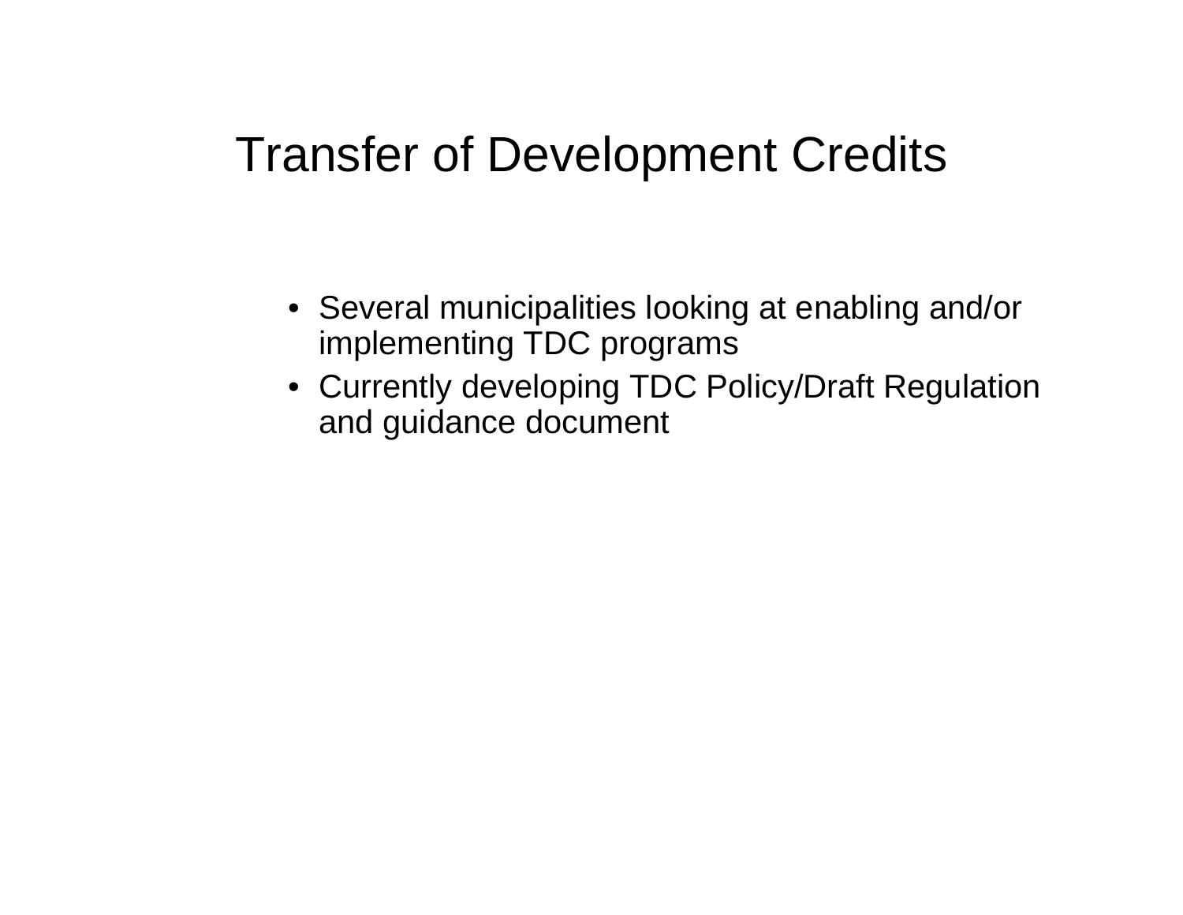# Transfer of Development Credits

- Several municipalities looking at enabling and/or implementing TDC programs
- Currently developing TDC Policy/Draft Regulation and guidance document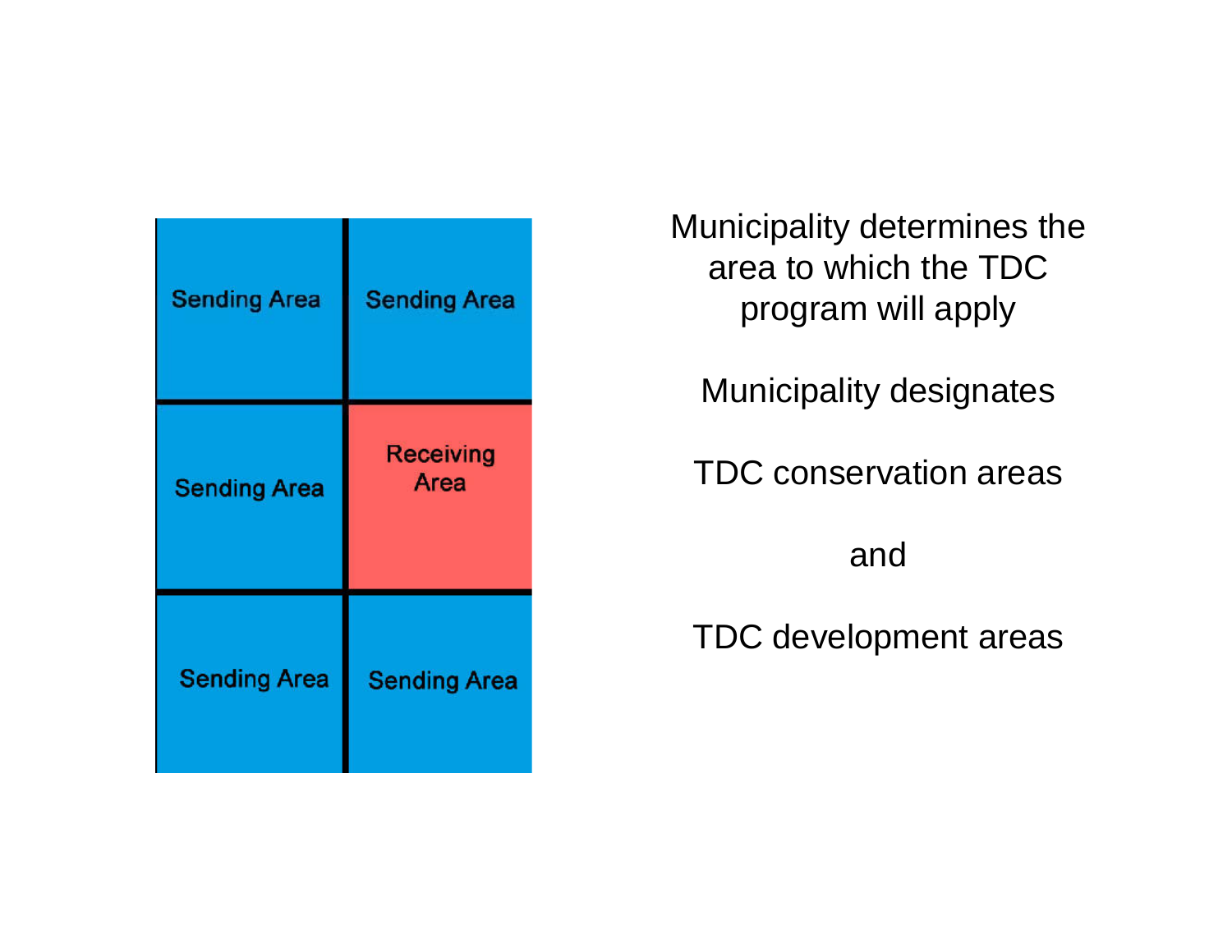| Sending Area | Sending Area |
| --- | --- |
| Sending Area | Receiving Area |
| Sending Area | Sending Area |

Municipality determines the area to which the TDC program will apply

Municipality designates

TDC conservation areas

and

TDC development areas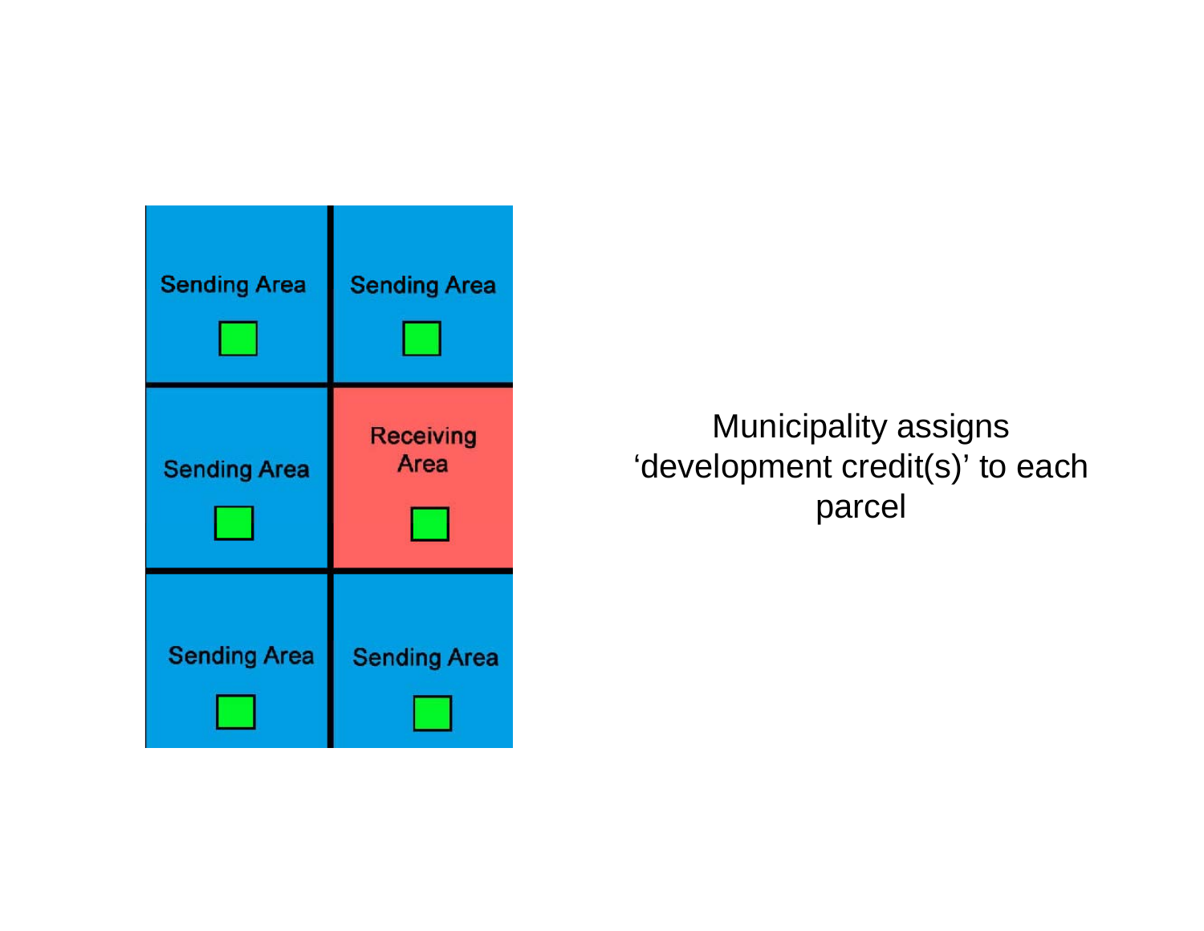| Sending Area | Sending Area |
| --- | --- |
| Sending Area | Receiving Area |
| Sending Area | Sending Area |

Municipality assigns ‘development credit(s)’ to each parcel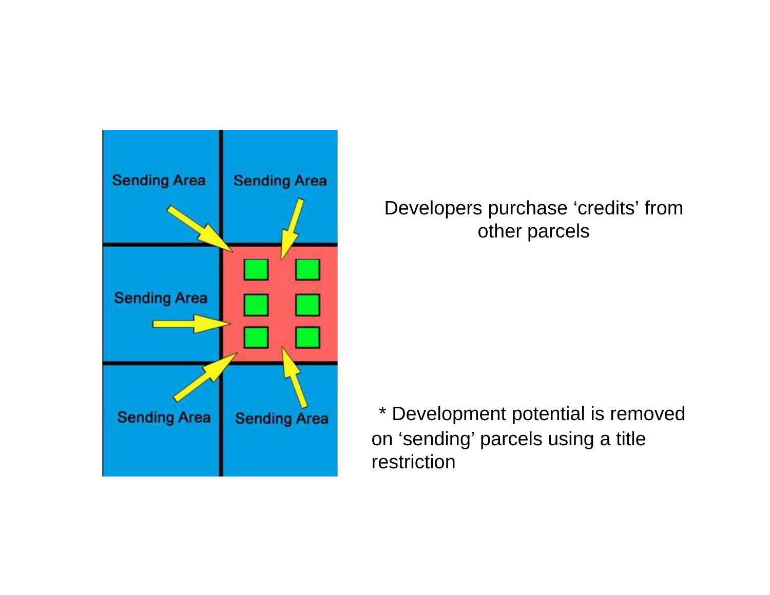Developers purchase 'credits' from other parcels

* Development potential is removed on 'sending' parcels using a title restriction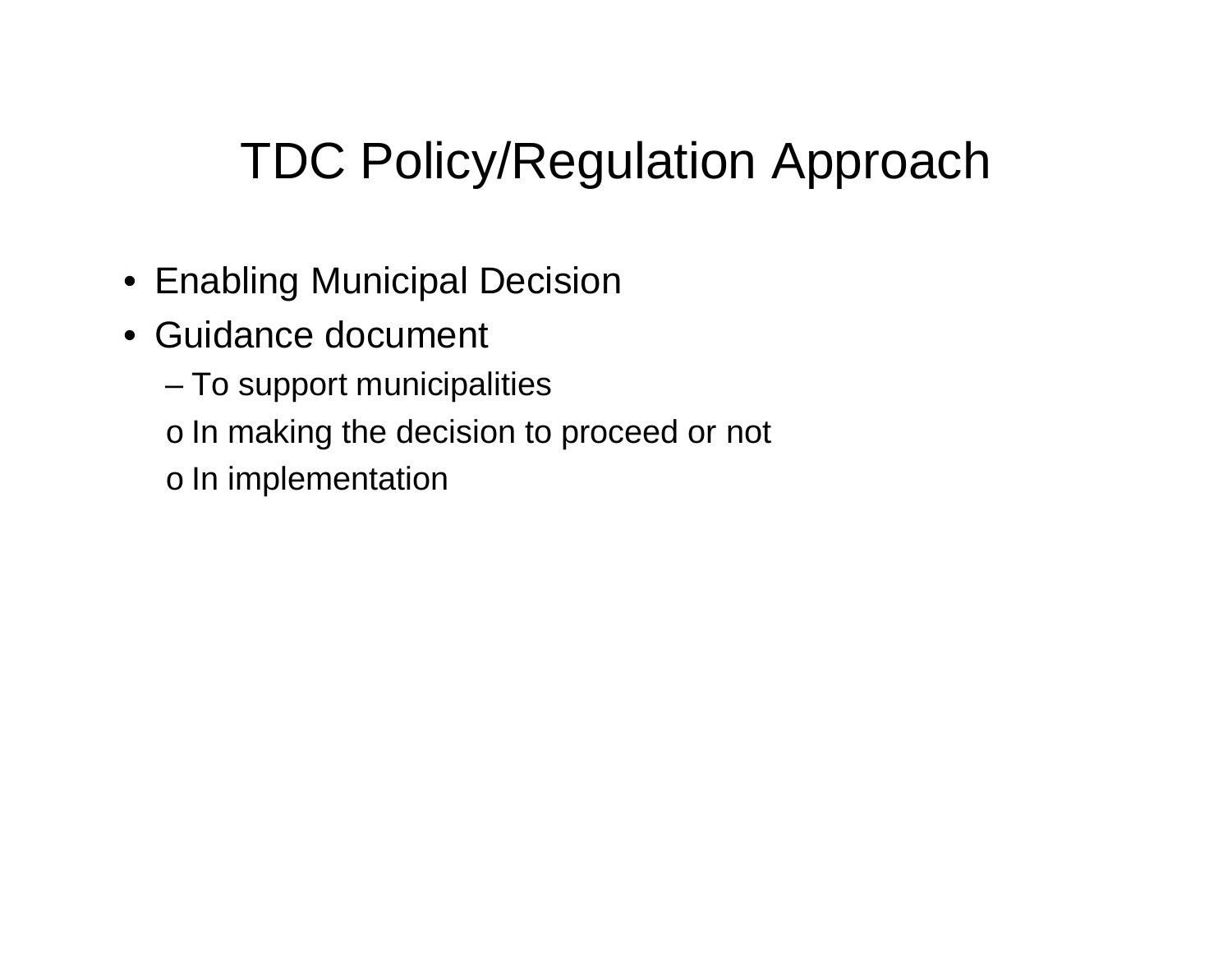# TDC Policy/Regulation Approach

- Enabling Municipal Decision
- Guidance document
  - To support municipalities
    - In making the decision to proceed or not
    - In implementation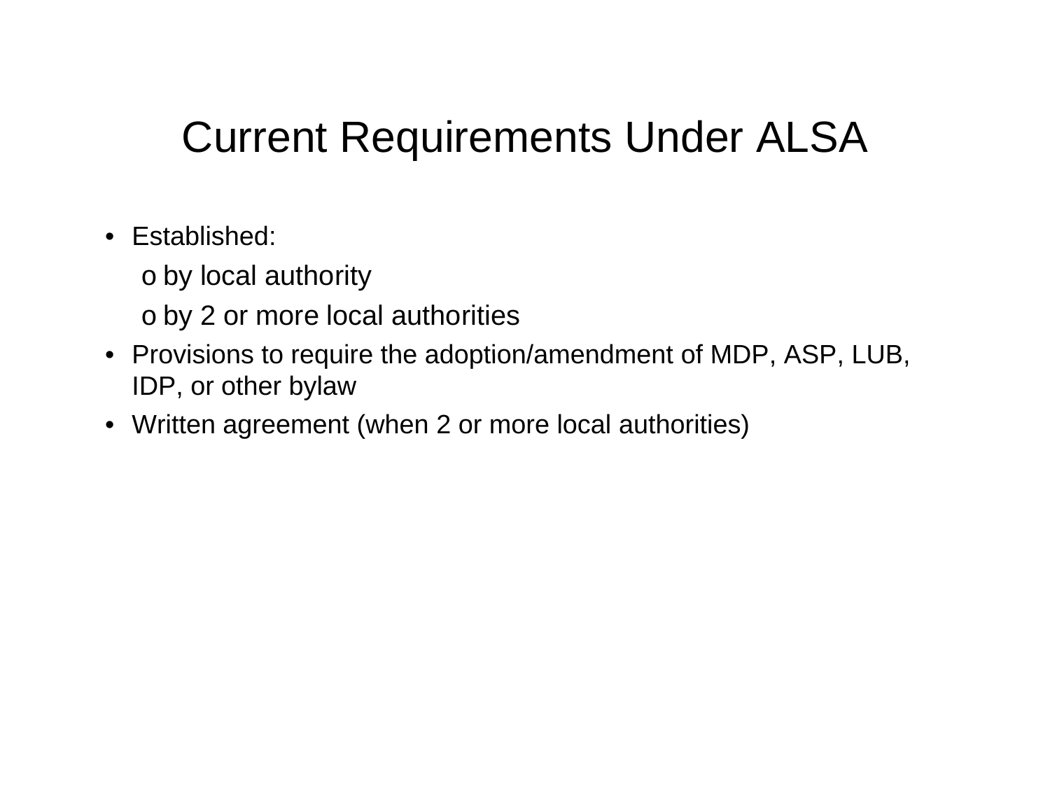# Current Requirements Under ALSA

- Established:
  - by local authority
  - by 2 or more local authorities
- Provisions to require the adoption/amendment of MDP, ASP, LUB, IDP, or other bylaw
- Written agreement (when 2 or more local authorities)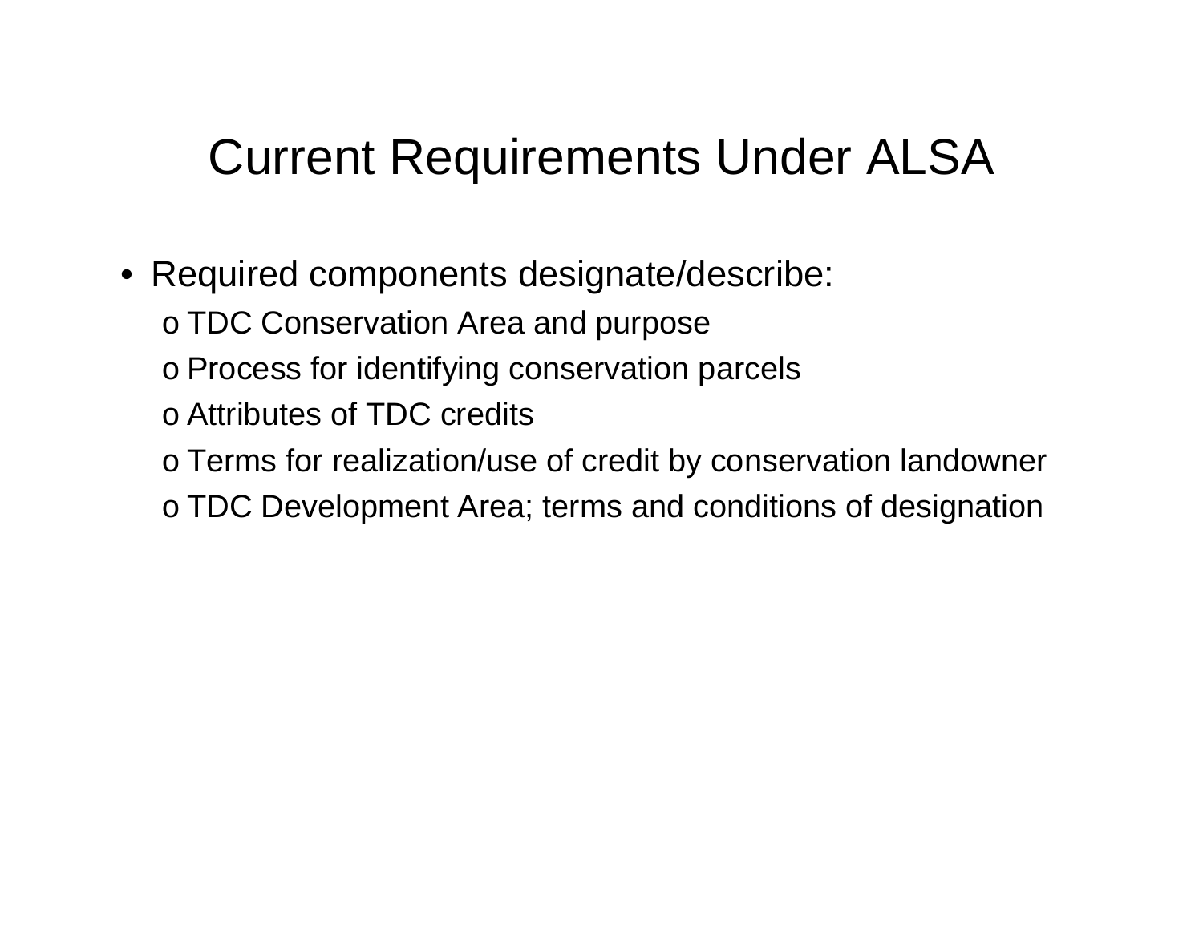# Current Requirements Under ALSA

- Required components designate/describe:
  - TDC Conservation Area and purpose
  - Process for identifying conservation parcels
  - Attributes of TDC credits
  - Terms for realization/use of credit by conservation landowner
  - TDC Development Area; terms and conditions of designation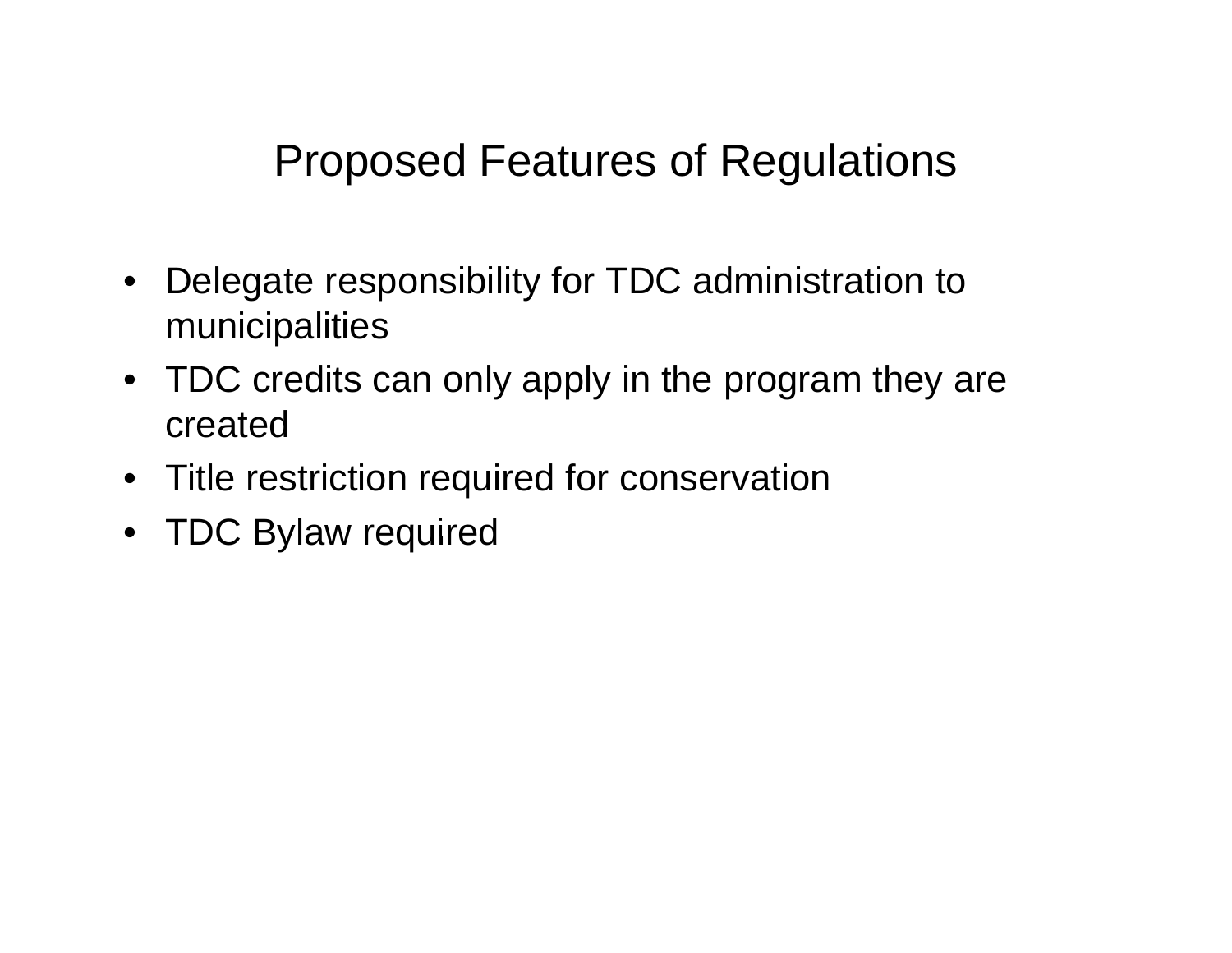# Proposed Features of Regulations

- Delegate responsibility for TDC administration to municipalities
- TDC credits can only apply in the program they are created
- Title restriction required for conservation
- TDC Bylaw required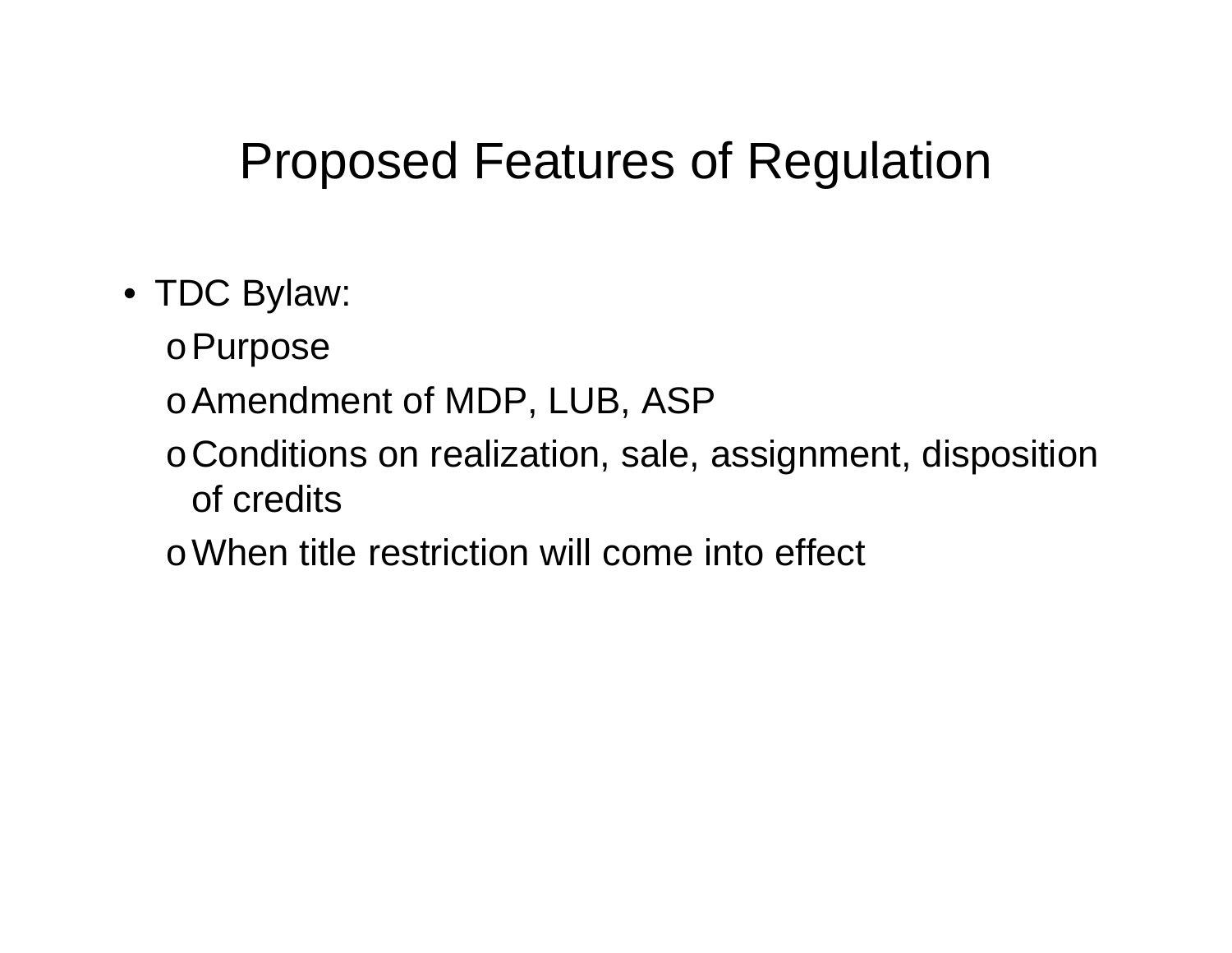# Proposed Features of Regulation

- TDC Bylaw:
  - Purpose
  - Amendment of MDP, LUB, ASP
  - Conditions on realization, sale, assignment, disposition of credits
  - When title restriction will come into effect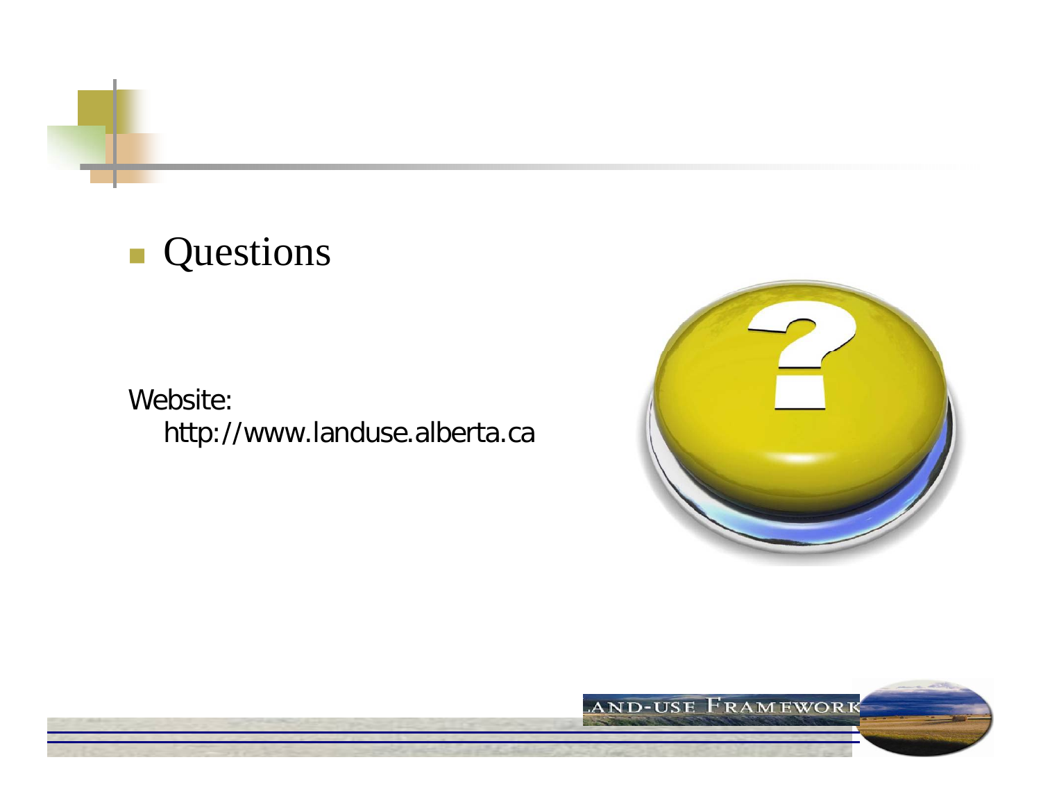- Questions

Website:
http://www.landuse.alberta.ca